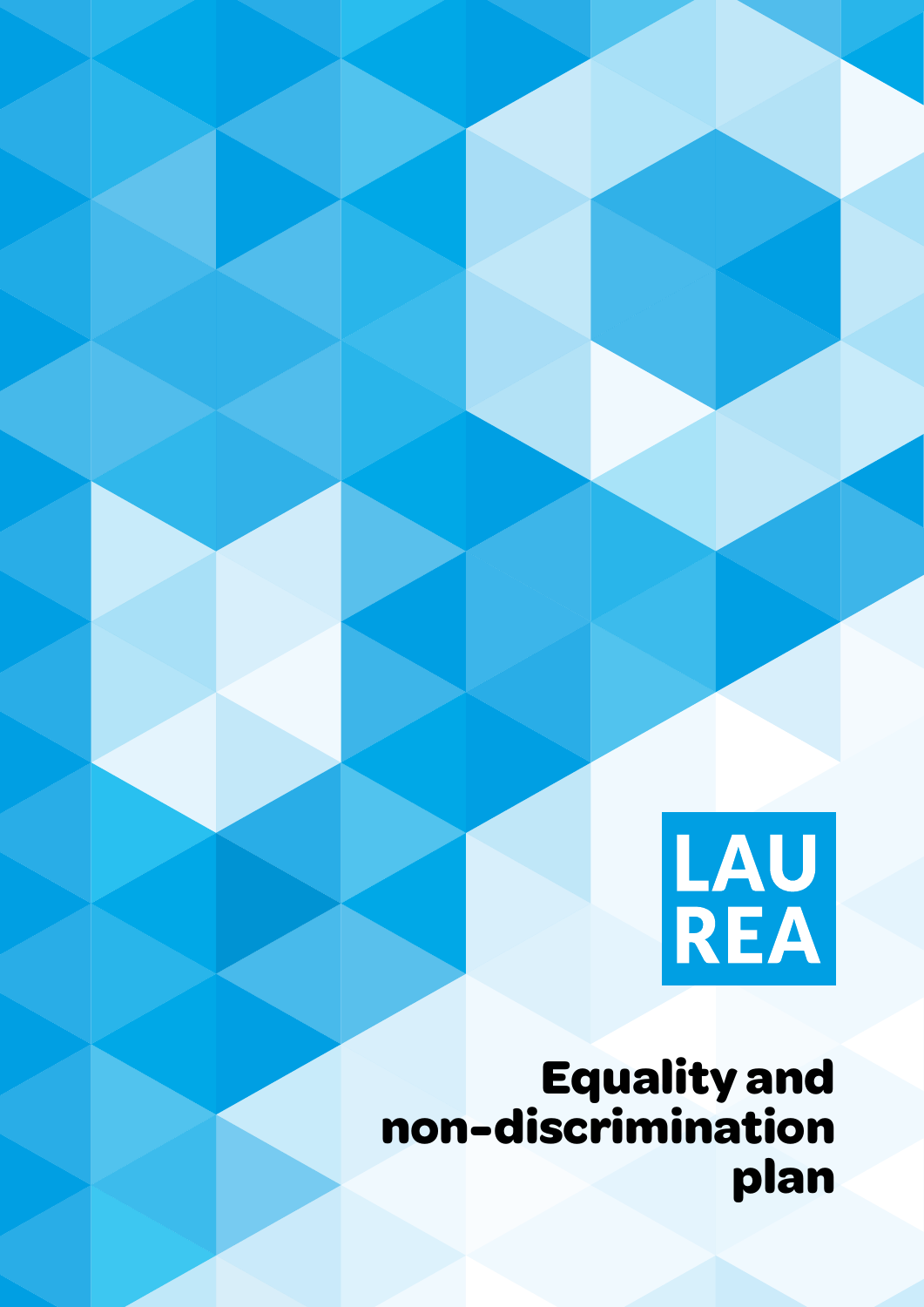LAU
REA

# Equality and non-discrimination plan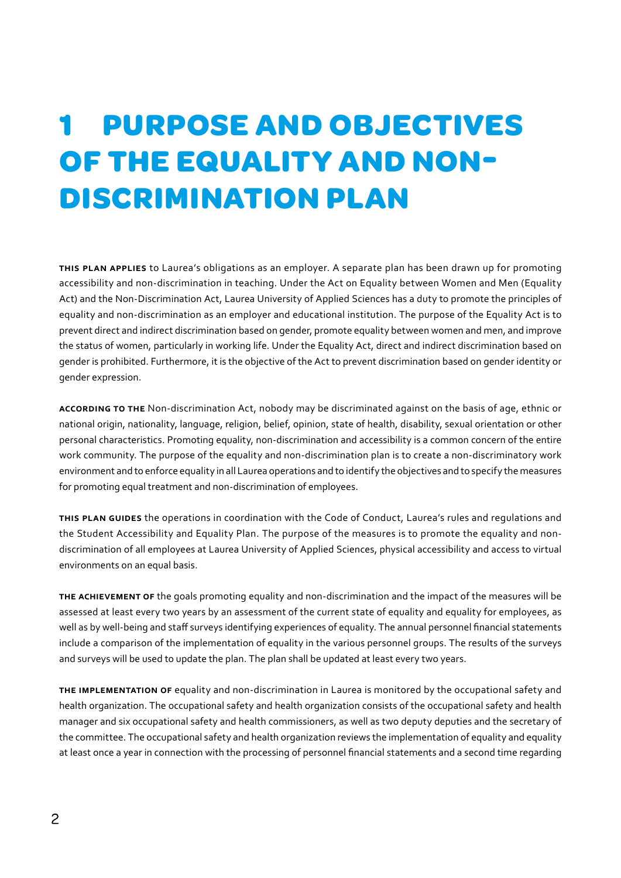# 1 PURPOSE AND OBJECTIVES OF THE EQUALITY AND NON-DISCRIMINATION PLAN

**THIS PLAN APPLIES** to Laurea's obligations as an employer. A separate plan has been drawn up for promoting accessibility and non-discrimination in teaching. Under the Act on Equality between Women and Men (Equality Act) and the Non-Discrimination Act, Laurea University of Applied Sciences has a duty to promote the principles of equality and non-discrimination as an employer and educational institution. The purpose of the Equality Act is to prevent direct and indirect discrimination based on gender, promote equality between women and men, and improve the status of women, particularly in working life. Under the Equality Act, direct and indirect discrimination based on gender is prohibited. Furthermore, it is the objective of the Act to prevent discrimination based on gender identity or gender expression.

**ACCORDING TO THE** Non-discrimination Act, nobody may be discriminated against on the basis of age, ethnic or national origin, nationality, language, religion, belief, opinion, state of health, disability, sexual orientation or other personal characteristics. Promoting equality, non-discrimination and accessibility is a common concern of the entire work community. The purpose of the equality and non-discrimination plan is to create a non-discriminatory work environment and to enforce equality in all Laurea operations and to identify the objectives and to specify the measures for promoting equal treatment and non-discrimination of employees.

**THIS PLAN GUIDES** the operations in coordination with the Code of Conduct, Laurea's rules and regulations and the Student Accessibility and Equality Plan. The purpose of the measures is to promote the equality and non-discrimination of all employees at Laurea University of Applied Sciences, physical accessibility and access to virtual environments on an equal basis.

**THE ACHIEVEMENT OF** the goals promoting equality and non-discrimination and the impact of the measures will be assessed at least every two years by an assessment of the current state of equality and equality for employees, as well as by well-being and staff surveys identifying experiences of equality. The annual personnel financial statements include a comparison of the implementation of equality in the various personnel groups. The results of the surveys and surveys will be used to update the plan. The plan shall be updated at least every two years.

**THE IMPLEMENTATION OF** equality and non-discrimination in Laurea is monitored by the occupational safety and health organization. The occupational safety and health organization consists of the occupational safety and health manager and six occupational safety and health commissioners, as well as two deputy deputies and the secretary of the committee. The occupational safety and health organization reviews the implementation of equality and equality at least once a year in connection with the processing of personnel financial statements and a second time regarding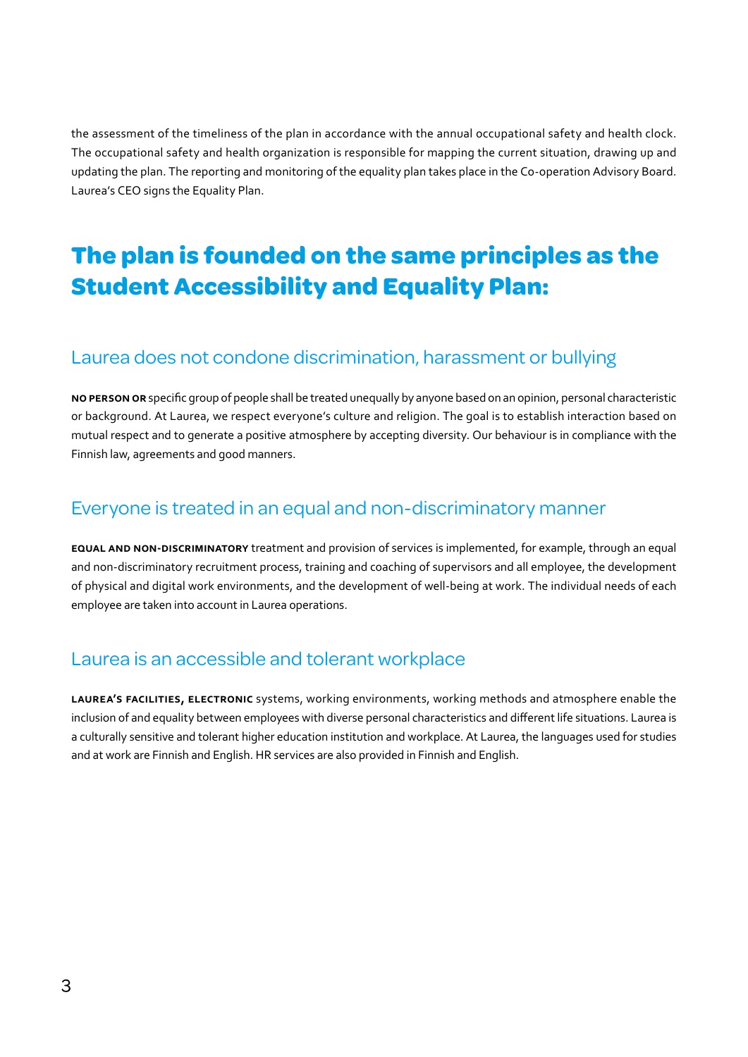the assessment of the timeliness of the plan in accordance with the annual occupational safety and health clock. The occupational safety and health organization is responsible for mapping the current situation, drawing up and updating the plan. The reporting and monitoring of the equality plan takes place in the Co-operation Advisory Board. Laurea's CEO signs the Equality Plan.

# The plan is founded on the same principles as the Student Accessibility and Equality Plan:

## Laurea does not condone discrimination, harassment or bullying

**NO PERSON OR** specific group of people shall be treated unequally by anyone based on an opinion, personal characteristic or background. At Laurea, we respect everyone's culture and religion. The goal is to establish interaction based on mutual respect and to generate a positive atmosphere by accepting diversity. Our behaviour is in compliance with the Finnish law, agreements and good manners.

## Everyone is treated in an equal and non-discriminatory manner

**EQUAL AND NON-DISCRIMINATORY** treatment and provision of services is implemented, for example, through an equal and non-discriminatory recruitment process, training and coaching of supervisors and all employee, the development of physical and digital work environments, and the development of well-being at work. The individual needs of each employee are taken into account in Laurea operations.

## Laurea is an accessible and tolerant workplace

**LAUREA'S FACILITIES, ELECTRONIC** systems, working environments, working methods and atmosphere enable the inclusion of and equality between employees with diverse personal characteristics and different life situations. Laurea is a culturally sensitive and tolerant higher education institution and workplace. At Laurea, the languages used for studies and at work are Finnish and English. HR services are also provided in Finnish and English.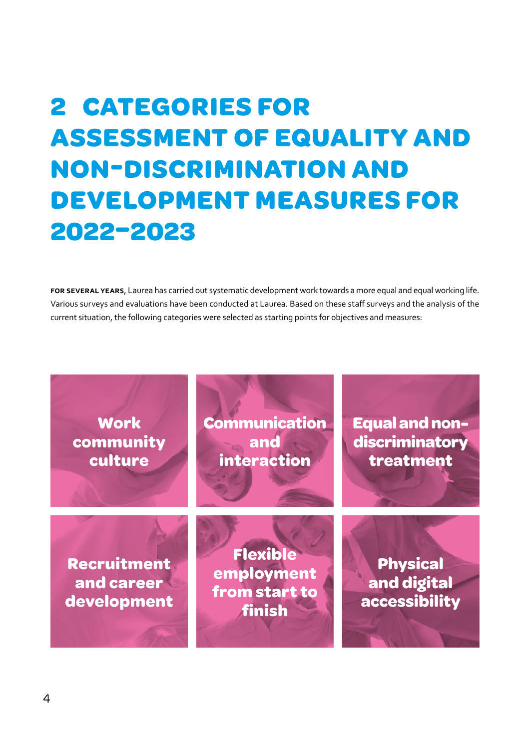# 2 CATEGORIES FOR ASSESSMENT OF EQUALITY AND NON-DISCRIMINATION AND DEVELOPMENT MEASURES FOR 2022–2023

**FOR SEVERAL YEARS**, Laurea has carried out systematic development work towards a more equal and equal working life. Various surveys and evaluations have been conducted at Laurea. Based on these staff surveys and the analysis of the current situation, the following categories were selected as starting points for objectives and measures:

- Work community culture
- Communication and interaction
- Equal and non-discriminatory treatment
- Recruitment and career development
- Flexible employment from start to finish
- Physical and digital accessibility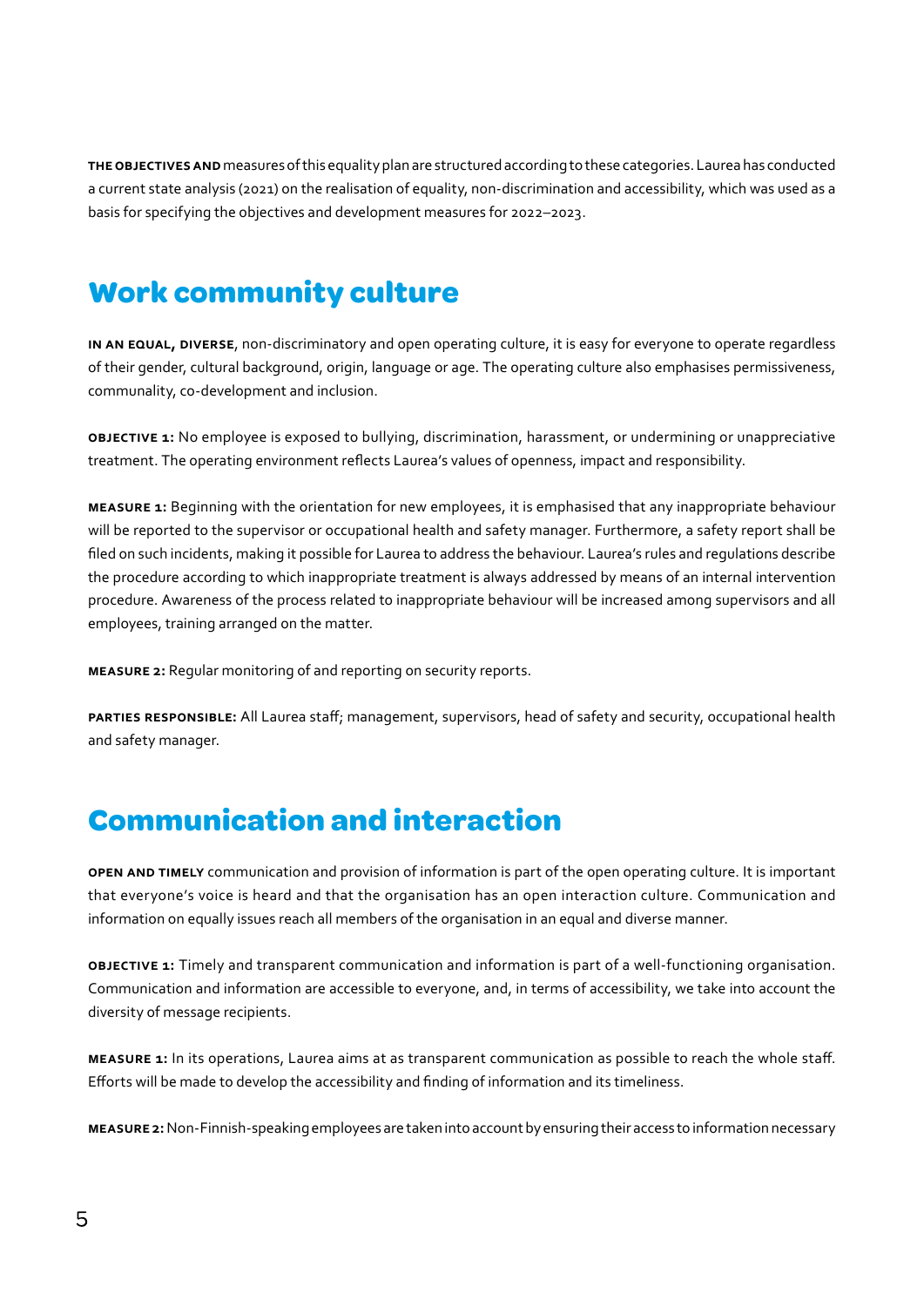**THE OBJECTIVES AND** measures of this equality plan are structured according to these categories. Laurea has conducted a current state analysis (2021) on the realisation of equality, non-discrimination and accessibility, which was used as a basis for specifying the objectives and development measures for 2022–2023.

## Work community culture

**IN AN EQUAL, DIVERSE**, non-discriminatory and open operating culture, it is easy for everyone to operate regardless of their gender, cultural background, origin, language or age. The operating culture also emphasises permissiveness, communality, co-development and inclusion.

**OBJECTIVE 1:** No employee is exposed to bullying, discrimination, harassment, or undermining or unappreciative treatment. The operating environment reflects Laurea's values of openness, impact and responsibility.

**MEASURE 1:** Beginning with the orientation for new employees, it is emphasised that any inappropriate behaviour will be reported to the supervisor or occupational health and safety manager. Furthermore, a safety report shall be filed on such incidents, making it possible for Laurea to address the behaviour. Laurea's rules and regulations describe the procedure according to which inappropriate treatment is always addressed by means of an internal intervention procedure. Awareness of the process related to inappropriate behaviour will be increased among supervisors and all employees, training arranged on the matter.

**MEASURE 2:** Regular monitoring of and reporting on security reports.

**PARTIES RESPONSIBLE:** All Laurea staff; management, supervisors, head of safety and security, occupational health and safety manager.

## Communication and interaction

**OPEN AND TIMELY** communication and provision of information is part of the open operating culture. It is important that everyone's voice is heard and that the organisation has an open interaction culture. Communication and information on equally issues reach all members of the organisation in an equal and diverse manner.

**OBJECTIVE 1:** Timely and transparent communication and information is part of a well-functioning organisation. Communication and information are accessible to everyone, and, in terms of accessibility, we take into account the diversity of message recipients.

**MEASURE 1:** In its operations, Laurea aims at as transparent communication as possible to reach the whole staff. Efforts will be made to develop the accessibility and finding of information and its timeliness.

**MEASURE 2:** Non-Finnish-speaking employees are taken into account by ensuring their access to information necessary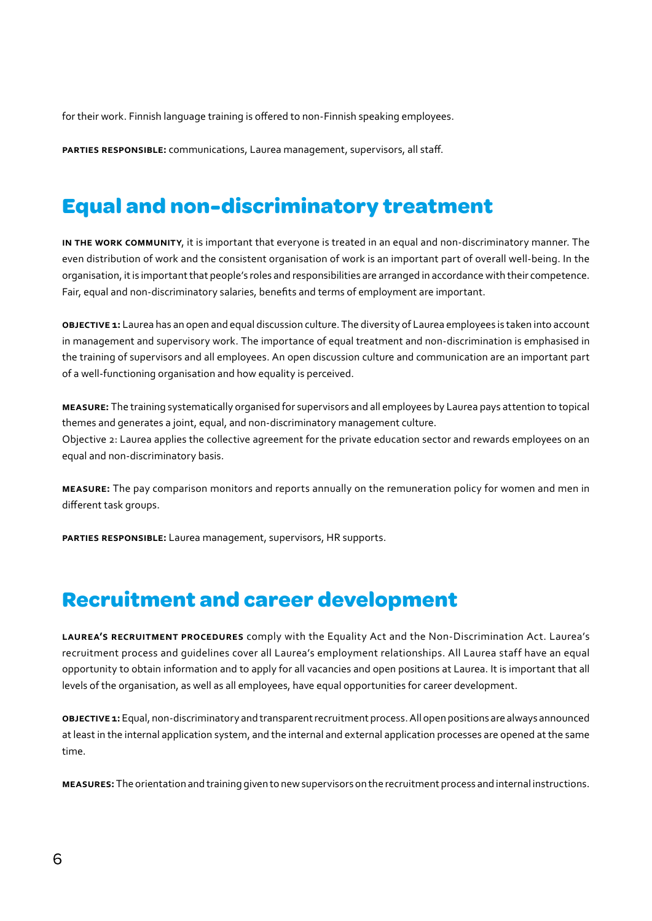for their work. Finnish language training is offered to non-Finnish speaking employees.

**PARTIES RESPONSIBLE:** communications, Laurea management, supervisors, all staff.

## Equal and non-discriminatory treatment

**IN THE WORK COMMUNITY**, it is important that everyone is treated in an equal and non-discriminatory manner. The even distribution of work and the consistent organisation of work is an important part of overall well-being. In the organisation, it is important that people's roles and responsibilities are arranged in accordance with their competence. Fair, equal and non-discriminatory salaries, benefits and terms of employment are important.

**OBJECTIVE 1:** Laurea has an open and equal discussion culture. The diversity of Laurea employees is taken into account in management and supervisory work. The importance of equal treatment and non-discrimination is emphasised in the training of supervisors and all employees. An open discussion culture and communication are an important part of a well-functioning organisation and how equality is perceived.

**MEASURE:** The training systematically organised for supervisors and all employees by Laurea pays attention to topical themes and generates a joint, equal, and non-discriminatory management culture.
Objective 2: Laurea applies the collective agreement for the private education sector and rewards employees on an equal and non-discriminatory basis.

**MEASURE:** The pay comparison monitors and reports annually on the remuneration policy for women and men in different task groups.

**PARTIES RESPONSIBLE:** Laurea management, supervisors, HR supports.

## Recruitment and career development

**LAUREA'S RECRUITMENT PROCEDURES** comply with the Equality Act and the Non-Discrimination Act. Laurea's recruitment process and guidelines cover all Laurea's employment relationships. All Laurea staff have an equal opportunity to obtain information and to apply for all vacancies and open positions at Laurea. It is important that all levels of the organisation, as well as all employees, have equal opportunities for career development.

**OBJECTIVE 1:** Equal, non-discriminatory and transparent recruitment process. All open positions are always announced at least in the internal application system, and the internal and external application processes are opened at the same time.

**MEASURES:** The orientation and training given to new supervisors on the recruitment process and internal instructions.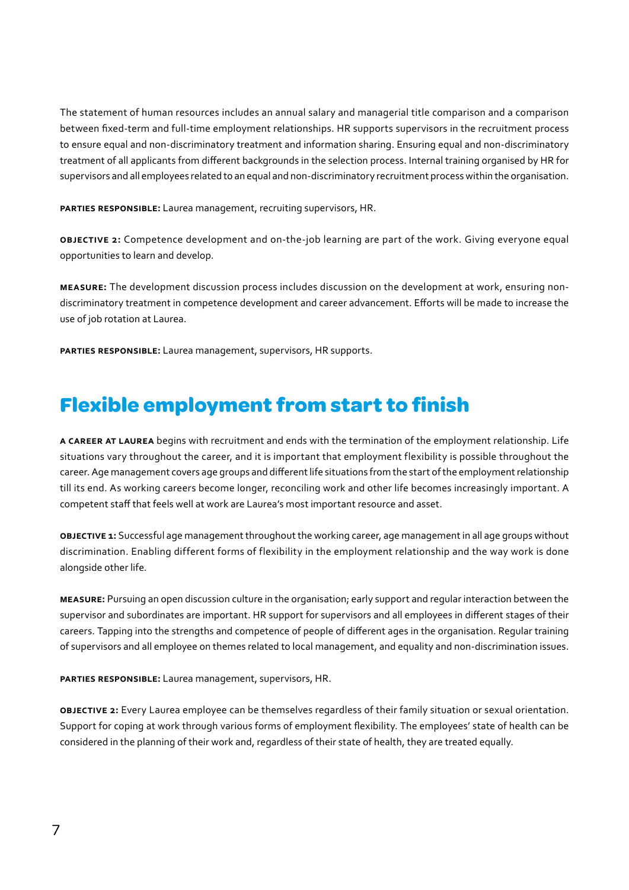The statement of human resources includes an annual salary and managerial title comparison and a comparison between fixed-term and full-time employment relationships. HR supports supervisors in the recruitment process to ensure equal and non-discriminatory treatment and information sharing. Ensuring equal and non-discriminatory treatment of all applicants from different backgrounds in the selection process. Internal training organised by HR for supervisors and all employees related to an equal and non-discriminatory recruitment process within the organisation.

**PARTIES RESPONSIBLE:** Laurea management, recruiting supervisors, HR.

**OBJECTIVE 2:** Competence development and on-the-job learning are part of the work. Giving everyone equal opportunities to learn and develop.

**MEASURE:** The development discussion process includes discussion on the development at work, ensuring non-discriminatory treatment in competence development and career advancement. Efforts will be made to increase the use of job rotation at Laurea.

**PARTIES RESPONSIBLE:** Laurea management, supervisors, HR supports.

## Flexible employment from start to finish

**A CAREER AT LAUREA** begins with recruitment and ends with the termination of the employment relationship. Life situations vary throughout the career, and it is important that employment flexibility is possible throughout the career. Age management covers age groups and different life situations from the start of the employment relationship till its end. As working careers become longer, reconciling work and other life becomes increasingly important. A competent staff that feels well at work are Laurea's most important resource and asset.

**OBJECTIVE 1:** Successful age management throughout the working career, age management in all age groups without discrimination. Enabling different forms of flexibility in the employment relationship and the way work is done alongside other life.

**MEASURE:** Pursuing an open discussion culture in the organisation; early support and regular interaction between the supervisor and subordinates are important. HR support for supervisors and all employees in different stages of their careers. Tapping into the strengths and competence of people of different ages in the organisation. Regular training of supervisors and all employee on themes related to local management, and equality and non-discrimination issues.

**PARTIES RESPONSIBLE:** Laurea management, supervisors, HR.

**OBJECTIVE 2:** Every Laurea employee can be themselves regardless of their family situation or sexual orientation. Support for coping at work through various forms of employment flexibility. The employees' state of health can be considered in the planning of their work and, regardless of their state of health, they are treated equally.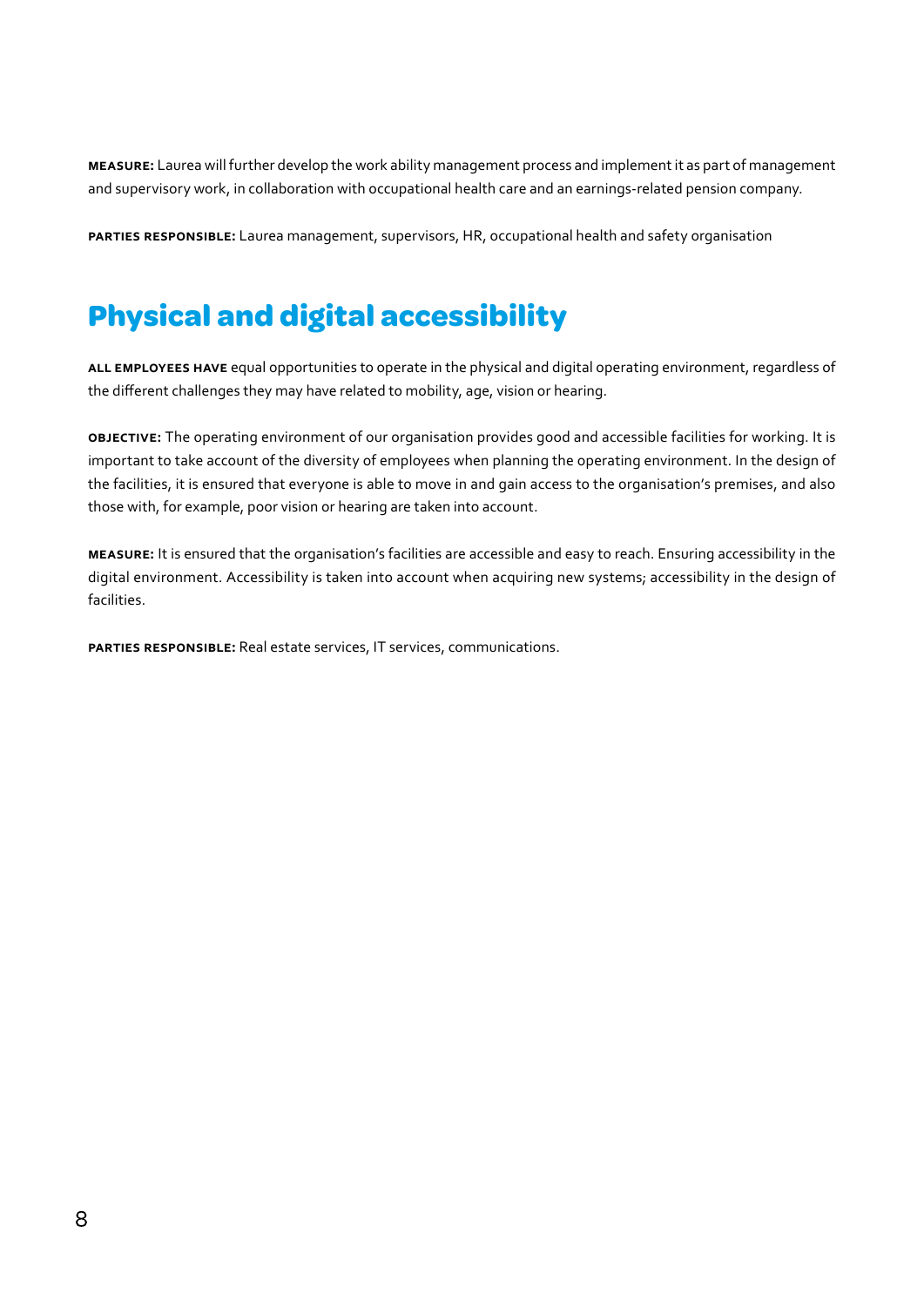**MEASURE:** Laurea will further develop the work ability management process and implement it as part of management and supervisory work, in collaboration with occupational health care and an earnings-related pension company.

**PARTIES RESPONSIBLE:** Laurea management, supervisors, HR, occupational health and safety organisation

## Physical and digital accessibility

**ALL EMPLOYEES HAVE** equal opportunities to operate in the physical and digital operating environment, regardless of the different challenges they may have related to mobility, age, vision or hearing.

**OBJECTIVE:** The operating environment of our organisation provides good and accessible facilities for working. It is important to take account of the diversity of employees when planning the operating environment. In the design of the facilities, it is ensured that everyone is able to move in and gain access to the organisation's premises, and also those with, for example, poor vision or hearing are taken into account.

**MEASURE:** It is ensured that the organisation's facilities are accessible and easy to reach. Ensuring accessibility in the digital environment. Accessibility is taken into account when acquiring new systems; accessibility in the design of facilities.

**PARTIES RESPONSIBLE:** Real estate services, IT services, communications.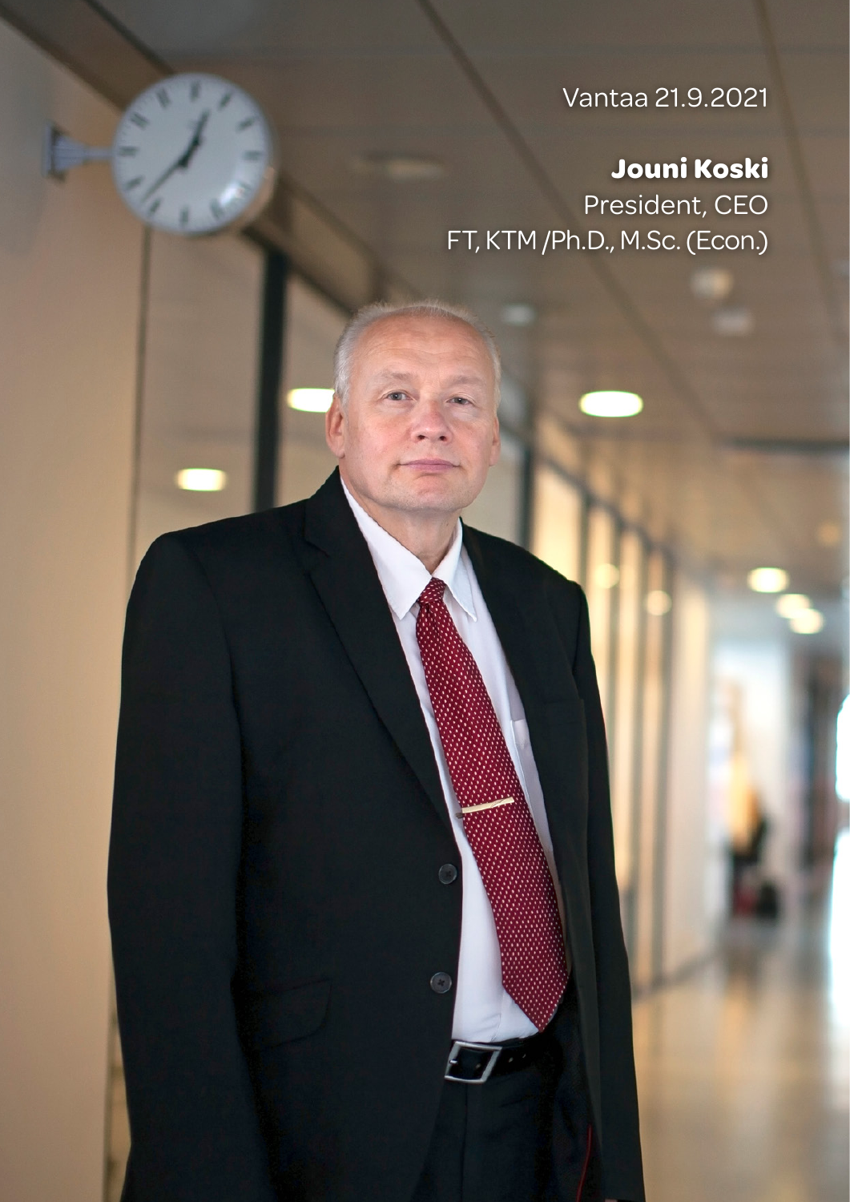Vantaa 21.9.2021

**Jouni Koski**
President, CEO
FT, KTM /Ph.D., M.Sc. (Econ.)